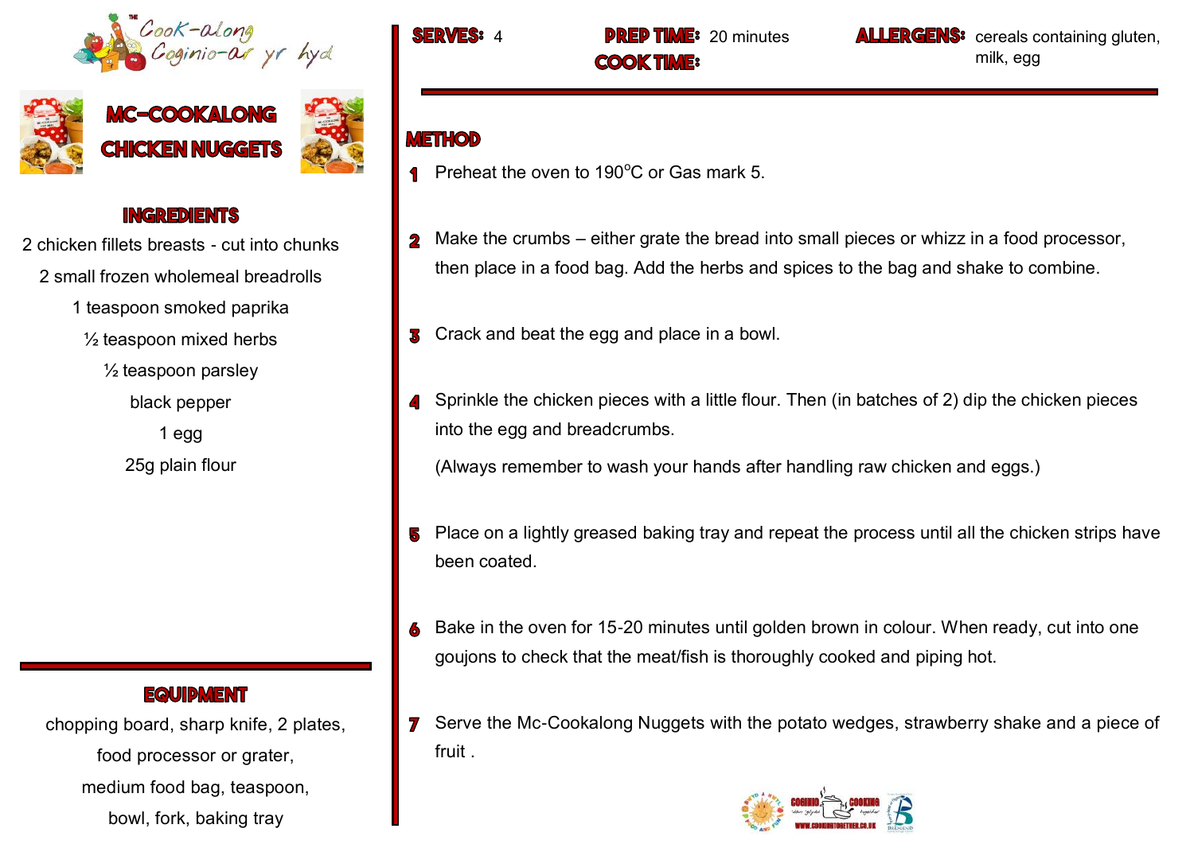The Cook-along
Coginio-ar yr hyd

# MC-COOKALONG CHICKEN NUGGETS

**SERVES:** 4

**PREP TIME:** 20 minutes

**COOK TIME:**

**ALLERGENS:** cereals containing gluten, milk, egg

## INGREDIENTS

2 chicken fillets breasts - cut into chunks
2 small frozen wholemeal breadrolls
1 teaspoon smoked paprika
½ teaspoon mixed herbs
½ teaspoon parsley
black pepper
1 egg
25g plain flour

## EQUIPMENT

chopping board, sharp knife, 2 plates, food processor or grater, medium food bag, teaspoon, bowl, fork, baking tray

## METHOD

1. Preheat the oven to 190°C or Gas mark 5.
2. Make the crumbs – either grate the bread into small pieces or whizz in a food processor, then place in a food bag. Add the herbs and spices to the bag and shake to combine.
3. Crack and beat the egg and place in a bowl.
4. Sprinkle the chicken pieces with a little flour. Then (in batches of 2) dip the chicken pieces into the egg and breadcrumbs.

   (Always remember to wash your hands after handling raw chicken and eggs.)
5. Place on a lightly greased baking tray and repeat the process until all the chicken strips have been coated.
6. Bake in the oven for 15-20 minutes until golden brown in colour. When ready, cut into one goujons to check that the meat/fish is thoroughly cooked and piping hot.
7. Serve the Mc-Cookalong Nuggets with the potato wedges, strawberry shake and a piece of fruit .

WWW.COOKINGTOGETHER.CO.UK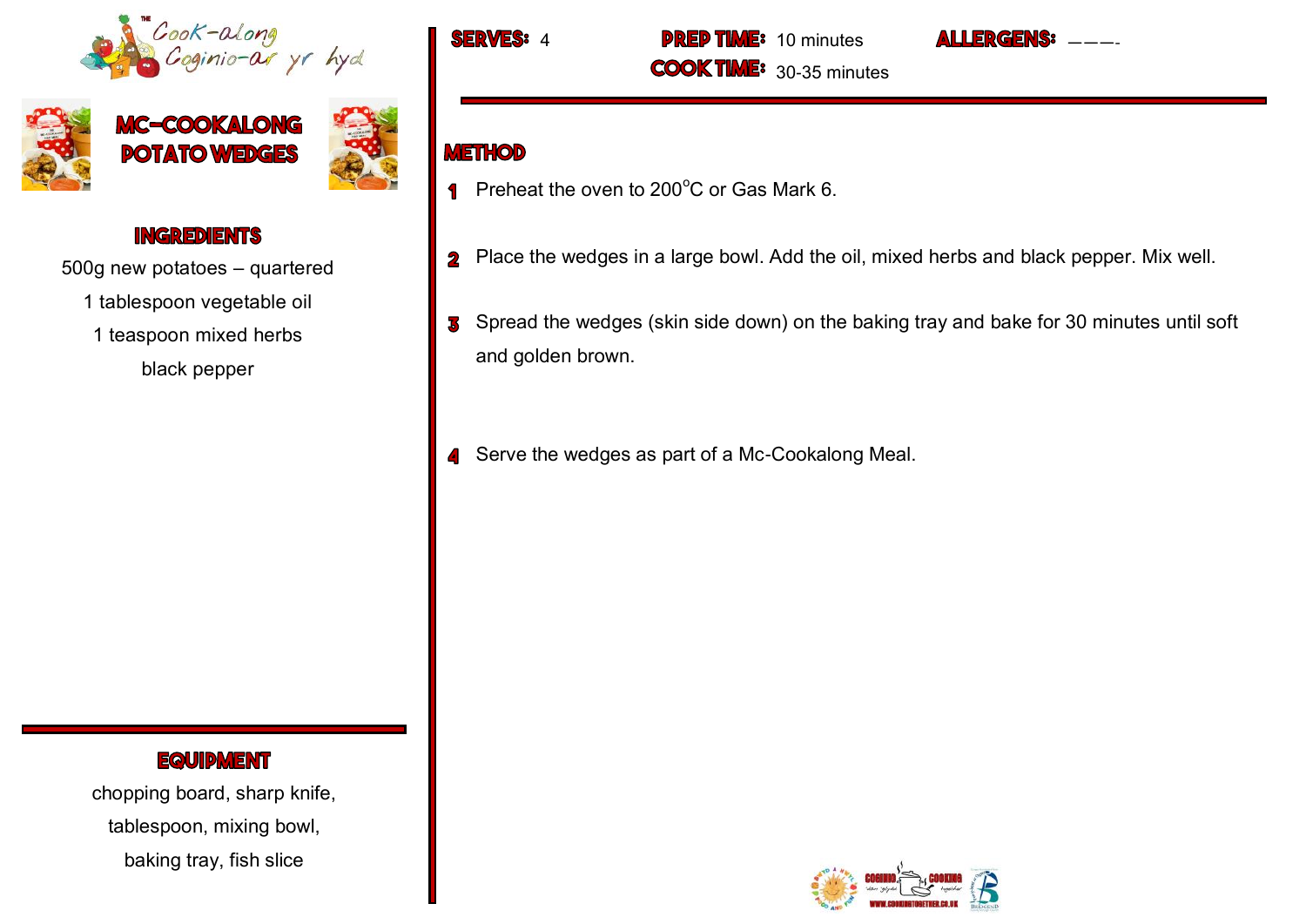# MC-COOKALONG POTATO WEDGES

**SERVES:** 4

**PREP TIME:** 10 minutes

**COOK TIME:** 30-35 minutes

**ALLERGENS:** ———-

## INGREDIENTS

500g new potatoes – quartered

1 tablespoon vegetable oil

1 teaspoon mixed herbs

black pepper

## EQUIPMENT

chopping board, sharp knife, tablespoon, mixing bowl, baking tray, fish slice

## METHOD

1. Preheat the oven to 200°C or Gas Mark 6.
2. Place the wedges in a large bowl. Add the oil, mixed herbs and black pepper. Mix well.
3. Spread the wedges (skin side down) on the baking tray and bake for 30 minutes until soft and golden brown.
4. Serve the wedges as part of a Mc-Cookalong Meal.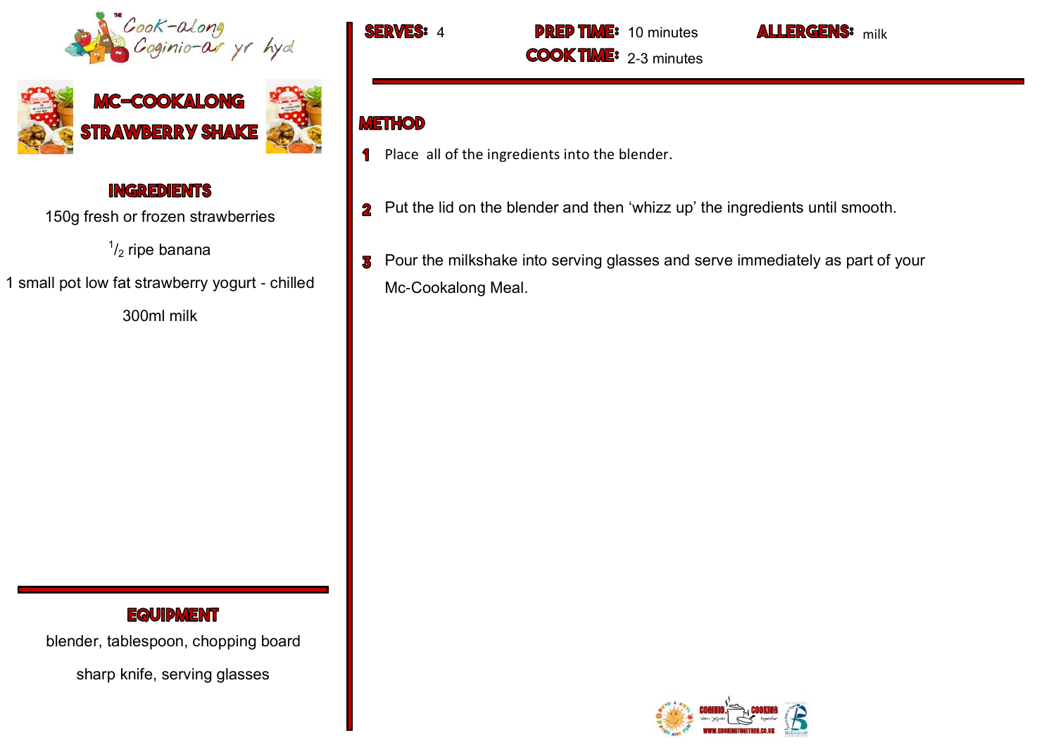The Cook-along Coginio-ar yr hyd

# MC-COOKALONG STRAWBERRY SHAKE

## INGREDIENTS

150g fresh or frozen strawberries

$^{1}/_{2}$ ripe banana

1 small pot low fat strawberry yogurt - chilled

300ml milk

## EQUIPMENT

blender, tablespoon, chopping board

sharp knife, serving glasses

**SERVES:** 4

**PREP TIME:** 10 minutes

**COOK TIME:** 2-3 minutes

**ALLERGENS:** milk

## METHOD

1. Place all of the ingredients into the blender.
2. Put the lid on the blender and then 'whizz up' the ingredients until smooth.
3. Pour the milkshake into serving glasses and serve immediately as part of your Mc-Cookalong Meal.

WWW.COOKINGTOGETHER.CO.UK